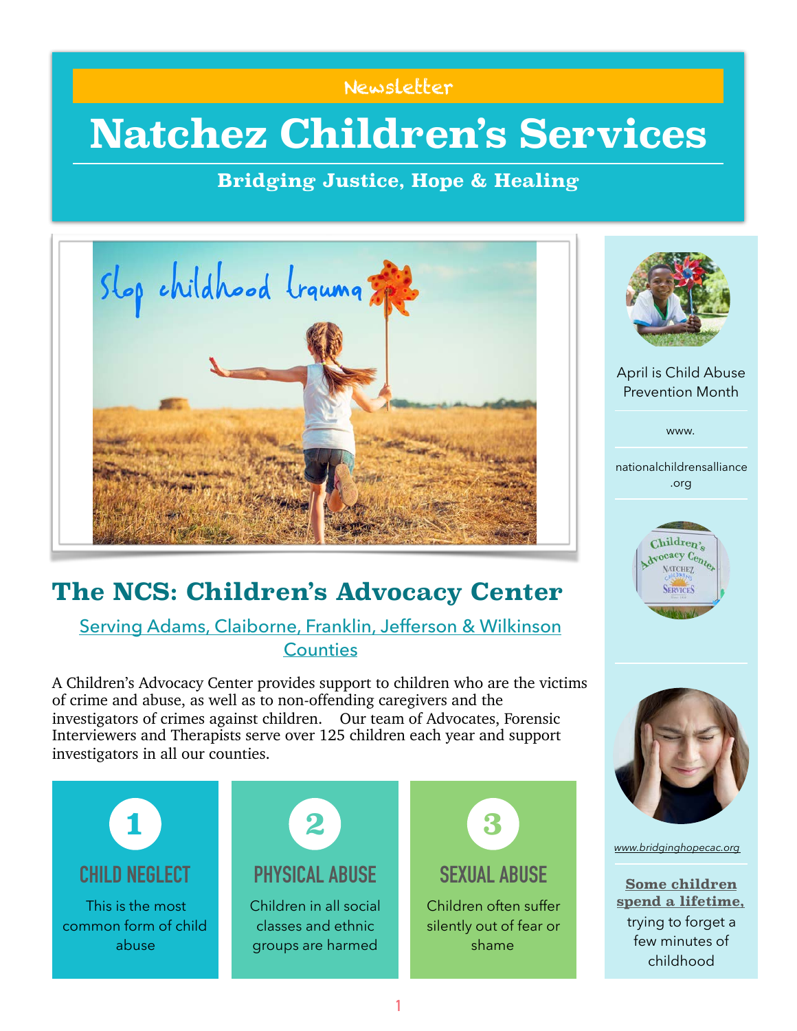Newsletter

# Natchez Children's Services

**Bridging Justice, Hope & Healing**

## The NCS: Children's Advocacy Center

Serving Adams, Claiborne, Franklin, Jefferson & Wilkinson Counties

A Children's Advocacy Center provides support to children who are the victims of crime and abuse, as well as to non-offending caregivers and the investigators of crimes against children. Our team of Advocates, Forensic Interviewers and Therapists serve over 125 children each year and support investigators in all our counties.

**1**

### CHILD NEGLECT

This is the most common form of child abuse

**2**

### PHYSICAL ABUSE

Children in all social classes and ethnic groups are harmed

**3**

### SEXUAL ABUSE

Children often suffer silently out of fear or shame

April is Child Abuse Prevention Month

www.nationalchildrensalliance.org

*www.bridginghopecac.org*

**Some children spend a lifetime,** trying to forget a few minutes of childhood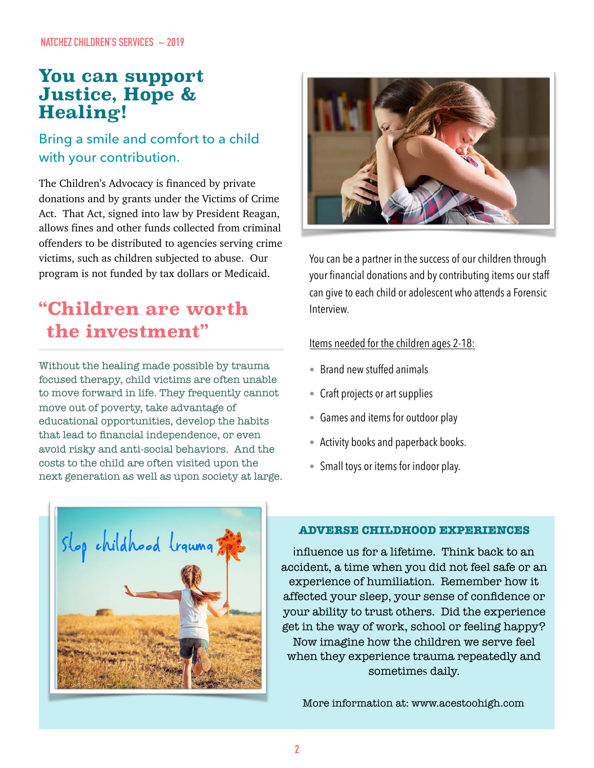# You can support Justice, Hope & Healing!

### Bring a smile and comfort to a child with your contribution.

The Children's Advocacy is financed by private donations and by grants under the Victims of Crime Act. That Act, signed into law by President Reagan, allows fines and other funds collected from criminal offenders to be distributed to agencies serving crime victims, such as children subjected to abuse. Our program is not funded by tax dollars or Medicaid.

## "Children are worth the investment"

Without the healing made possible by trauma focused therapy, child victims are often unable to move forward in life. They frequently cannot move out of poverty, take advantage of educational opportunities, develop the habits that lead to financial independence, or even avoid risky and anti-social behaviors. And the costs to the child are often visited upon the next generation as well as upon society at large.

You can be a partner in the success of our children through your financial donations and by contributing items our staff can give to each child or adolescent who attends a Forensic Interview.

<u>Items needed for the children ages 2-18:</u>

- Brand new stuffed animals
- Craft projects or art supplies
- Games and items for outdoor play
- Activity books and paperback books.
- Small toys or items for indoor play.

### ADVERSE CHILDHOOD EXPERIENCES

influence us for a lifetime. Think back to an accident, a time when you did not feel safe or an experience of humiliation. Remember how it affected your sleep, your sense of confidence or your ability to trust others. Did the experience get in the way of work, school or feeling happy? Now imagine how the children we serve feel when they experience trauma repeatedly and sometimes daily.

More information at: www.acestoohigh.com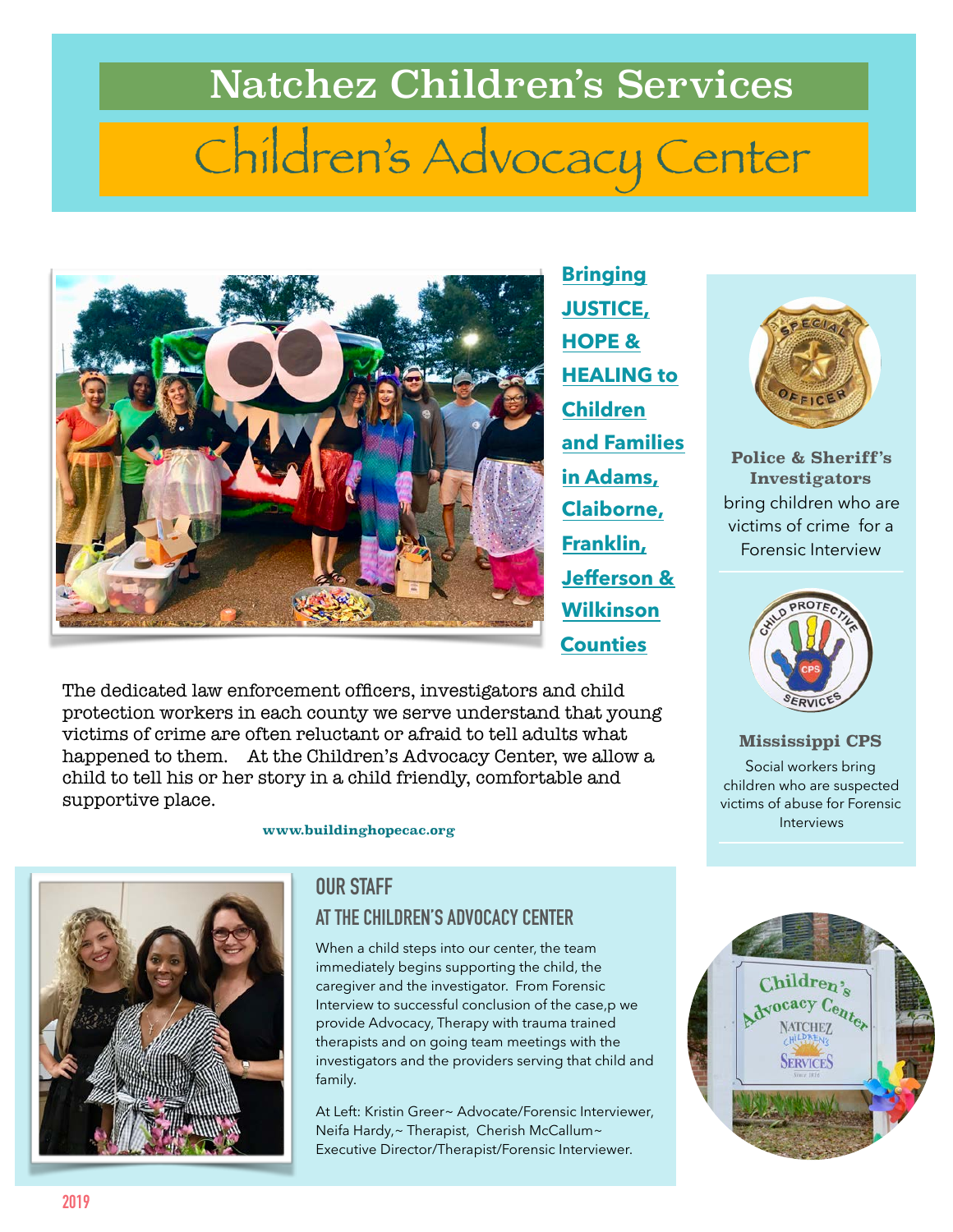# Natchez Children's Services

## Children's Advocacy Center

**Bringing JUSTICE, HOPE & HEALING to Children and Families in Adams, Claiborne, Franklin, Jefferson & Wilkinson Counties**

The dedicated law enforcement officers, investigators and child protection workers in each county we serve understand that young victims of crime are often reluctant or afraid to tell adults what happened to them. At the Children's Advocacy Center, we allow a child to tell his or her story in a child friendly, comfortable and supportive place.

www.buildinghopecac.org

**Police & Sheriff's Investigators**

bring children who are victims of crime for a Forensic Interview

**Mississippi CPS**

Social workers bring children who are suspected victims of abuse for Forensic Interviews

### OUR STAFF

### AT THE CHILDREN'S ADVOCACY CENTER

When a child steps into our center, the team immediately begins supporting the child, the caregiver and the investigator. From Forensic Interview to successful conclusion of the case,p we provide Advocacy, Therapy with trauma trained therapists and on going team meetings with the investigators and the providers serving that child and family.

At Left: Kristin Greer~ Advocate/Forensic Interviewer, Neifa Hardy,~ Therapist, Cherish McCallum~ Executive Director/Therapist/Forensic Interviewer.

2019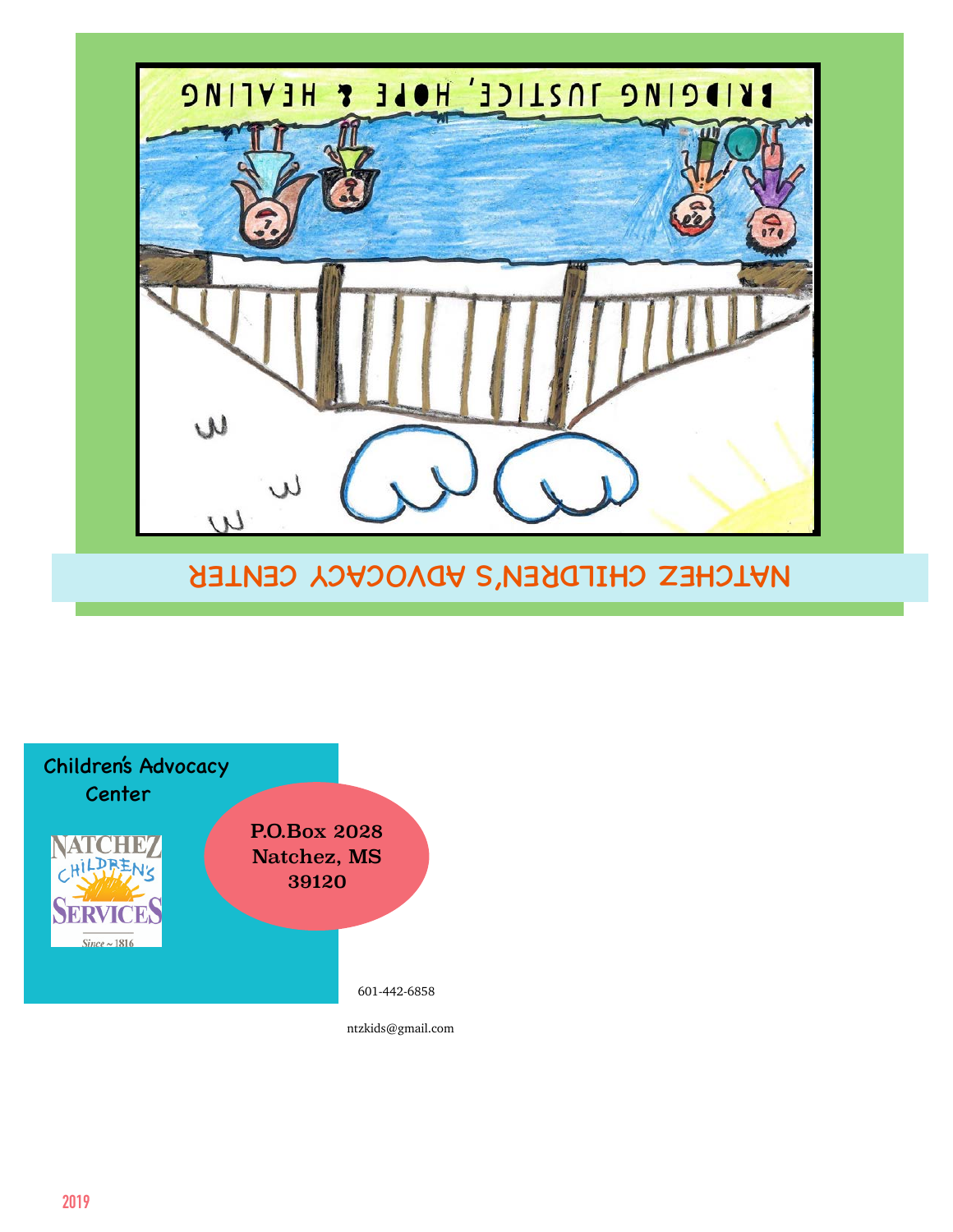BRIDGING JUSTICE, HOPE & HEALING

NATCHEZ CHILDREN'S ADVOCACY CENTER

Children's Advocacy Center

NATCHEZ CHILDREN'S SERVICES

Since ~ 1816

P.O.Box 2028
Natchez, MS
39120

601-442-6858

ntzkids@gmail.com

2019